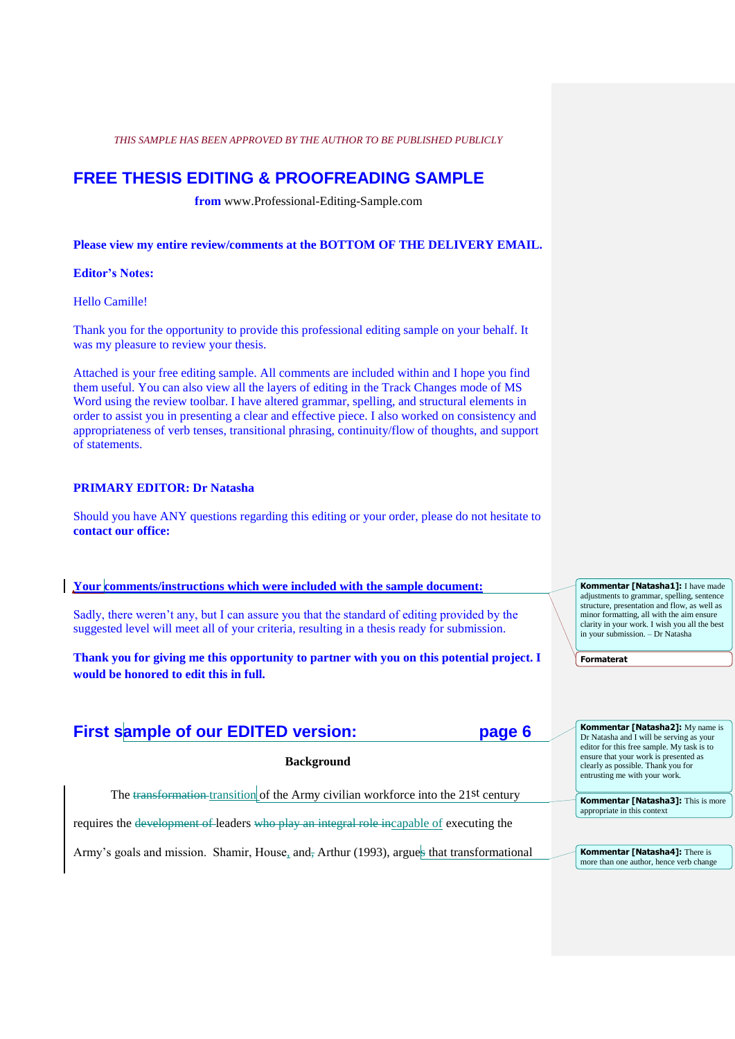*THIS SAMPLE HAS BEEN APPROVED BY THE AUTHOR TO BE PUBLISHED PUBLICLY*

# FREE THESIS EDITING & PROOFREADING SAMPLE

**from** www.Professional-Editing-Sample.com

**Please view my entire review/comments at the BOTTOM OF THE DELIVERY EMAIL.**

**Editor's Notes:**

Hello Camille!

Thank you for the opportunity to provide this professional editing sample on your behalf. It was my pleasure to review your thesis.

Attached is your free editing sample. All comments are included within and I hope you find them useful. You can also view all the layers of editing in the Track Changes mode of MS Word using the review toolbar. I have altered grammar, spelling, and structural elements in order to assist you in presenting a clear and effective piece. I also worked on consistency and appropriateness of verb tenses, transitional phrasing, continuity/flow of thoughts, and support of statements.

**PRIMARY EDITOR: Dr Natasha**

Should you have ANY questions regarding this editing or your order, please do not hesitate to **contact our office:**

**Your comments/instructions which were included with the sample document:**

Sadly, there weren't any, but I can assure you that the standard of editing provided by the suggested level will meet all of your criteria, resulting in a thesis ready for submission.

**Thank you for giving me this opportunity to partner with you on this potential project. I would be honored to edit this in full.**

> **Kommentar [Natasha1]:** I have made adjustments to grammar, spelling, sentence structure, presentation and flow, as well as minor formatting, all with the aim ensure clarity in your work. I wish you all the best in your submission. – Dr Natasha

> **Formaterat**

## First sample of our EDITED version: page 6

> **Kommentar [Natasha2]:** My name is Dr Natasha and I will be serving as your editor for this free sample. My task is to ensure that your work is presented as clearly as possible. Thank you for entrusting me with your work.

**Background**

The ~~transformation~~ transition of the Army civilian workforce into the 21st century requires the ~~development of~~ leaders ~~who play an integral role in~~capable of executing the Army's goals and mission. Shamir, House, and~~,~~ Arthur (1993), argue~~s~~ that transformational

> **Kommentar [Natasha3]:** This is more appropriate in this context

> **Kommentar [Natasha4]:** There is more than one author, hence verb change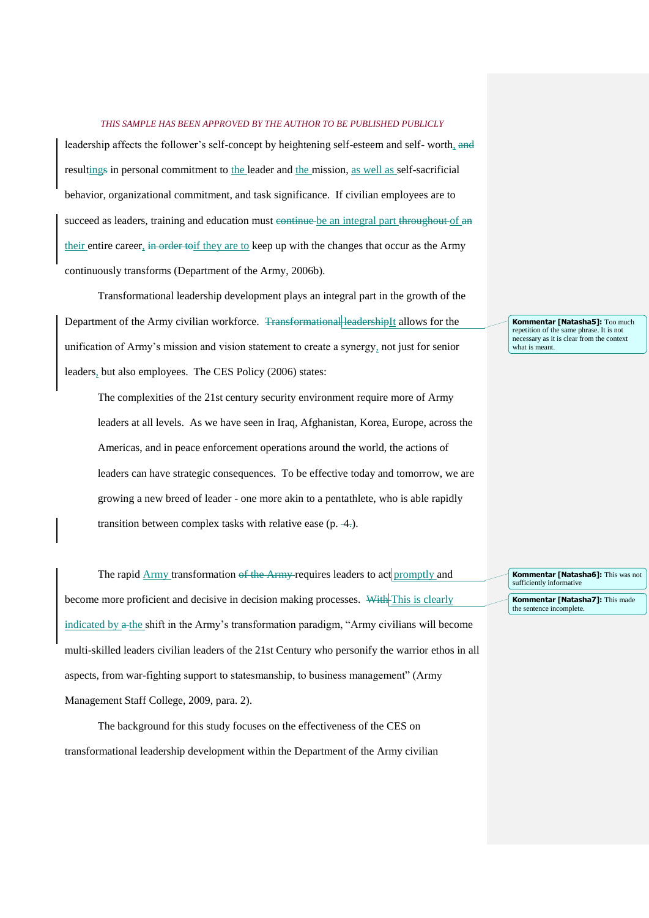leadership affects the follower's self-concept by heightening self-esteem and self- worth, ~~and~~ resulting~~s~~ in personal commitment to the leader and the mission, as well as self-sacrificial behavior, organizational commitment, and task significance. If civilian employees are to succeed as leaders, training and education must ~~continue~~ be an integral part ~~throughout~~ of ~~an~~ their entire career, ~~in order to~~ if they are to keep up with the changes that occur as the Army continuously transforms (Department of the Army, 2006b).

Transformational leadership development plays an integral part in the growth of the Department of the Army civilian workforce. ~~Transformational leadership~~ It allows for the unification of Army's mission and vision statement to create a synergy, not just for senior leaders, but also employees. The CES Policy (2006) states:

> **Kommentar [Natasha5]:** Too much repetition of the same phrase. It is not necessary as it is clear from the context what is meant.

> The complexities of the 21st century security environment require more of Army leaders at all levels. As we have seen in Iraq, Afghanistan, Korea, Europe, across the Americas, and in peace enforcement operations around the world, the actions of leaders can have strategic consequences. To be effective today and tomorrow, we are growing a new breed of leader - one more akin to a pentathlete, who is able rapidly transition between complex tasks with relative ease (p. 4).

The rapid Army transformation ~~of the Army~~ requires leaders to act promptly and become more proficient and decisive in decision making processes. ~~With~~ This is clearly indicated by ~~a~~ the shift in the Army's transformation paradigm, "Army civilians will become multi-skilled leaders civilian leaders of the 21st Century who personify the warrior ethos in all aspects, from war-fighting support to statesmanship, to business management" (Army Management Staff College, 2009, para. 2).

> **Kommentar [Natasha6]:** This was not sufficiently informative

> **Kommentar [Natasha7]:** This made the sentence incomplete.

The background for this study focuses on the effectiveness of the CES on transformational leadership development within the Department of the Army civilian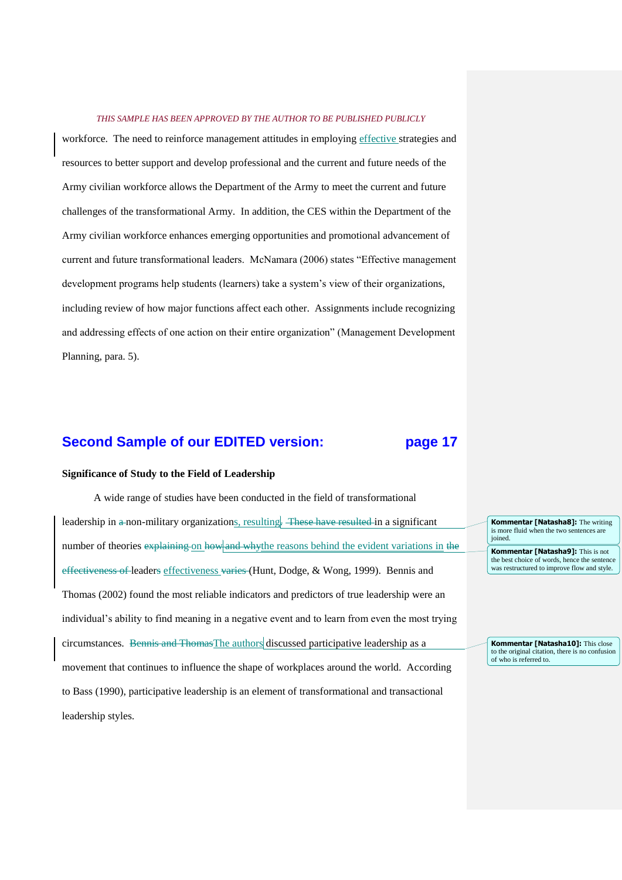workforce. The need to reinforce management attitudes in employing effective strategies and resources to better support and develop professional and the current and future needs of the Army civilian workforce allows the Department of the Army to meet the current and future challenges of the transformational Army. In addition, the CES within the Department of the Army civilian workforce enhances emerging opportunities and promotional advancement of current and future transformational leaders. McNamara (2006) states "Effective management development programs help students (learners) take a system's view of their organizations, including review of how major functions affect each other. Assignments include recognizing and addressing effects of one action on their entire organization" (Management Development Planning, para. 5).

## Second Sample of our EDITED version: page 17

**Significance of Study to the Field of Leadership**

A wide range of studies have been conducted in the field of transformational leadership in ~~a~~ non-military organizations, resulting~~. These have resulted~~ in a significant number of theories ~~explaining~~ on ~~how and why~~ the reasons behind the evident variations in ~~the effectiveness of~~ leaders effectiveness ~~varies~~ (Hunt, Dodge, & Wong, 1999). Bennis and Thomas (2002) found the most reliable indicators and predictors of true leadership were an individual's ability to find meaning in a negative event and to learn from even the most trying circumstances. ~~Bennis and Thomas~~ The authors discussed participative leadership as a movement that continues to influence the shape of workplaces around the world. According to Bass (1990), participative leadership is an element of transformational and transactional leadership styles.

> **Kommentar [Natasha8]:** The writing is more fluid when the two sentences are joined.

> **Kommentar [Natasha9]:** This is not the best choice of words, hence the sentence was restructured to improve flow and style.

> **Kommentar [Natasha10]:** This close to the original citation, there is no confusion of who is referred to.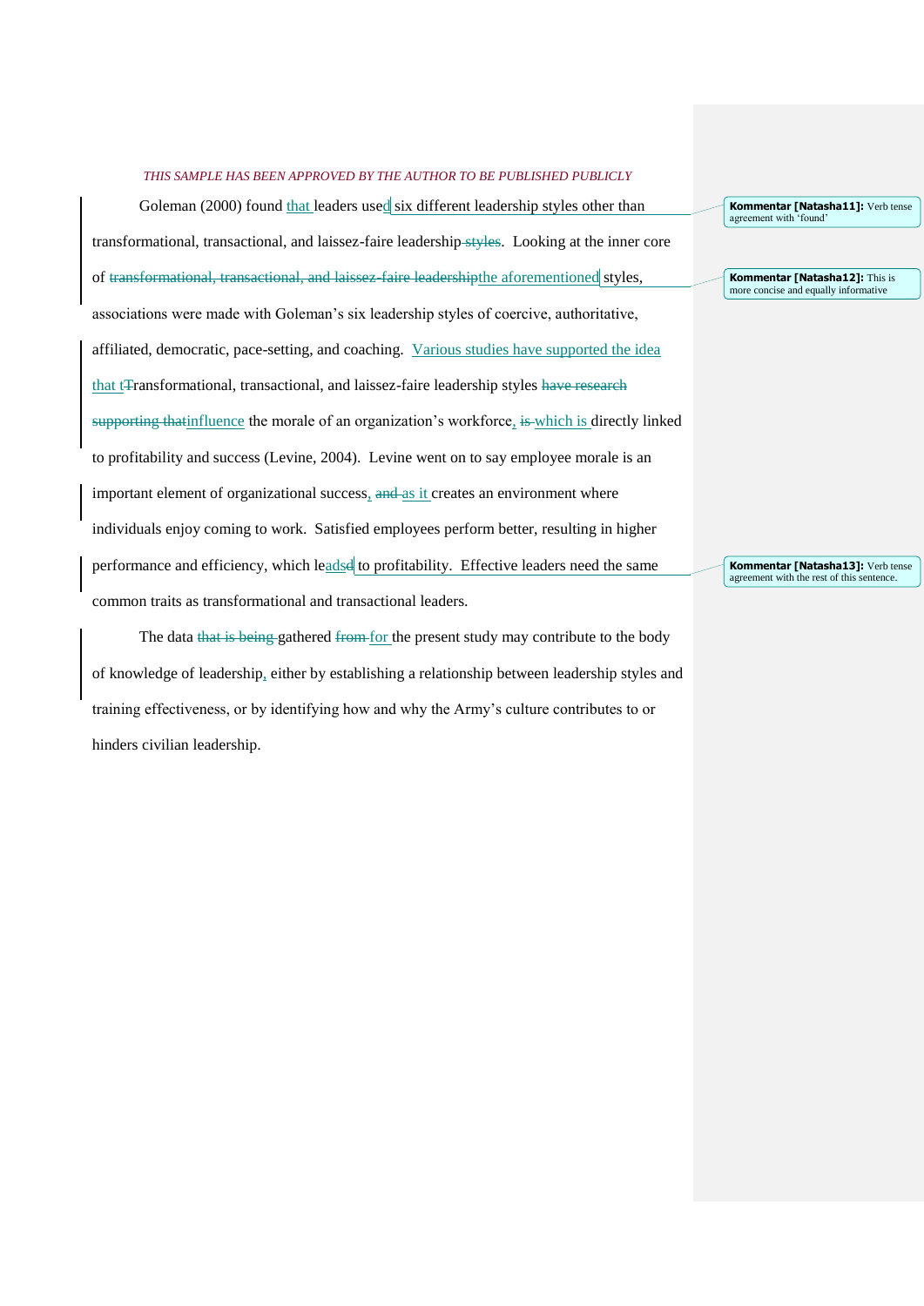Goleman (2000) found that leaders used six different leadership styles other than transformational, transactional, and laissez-faire leadership ~~styles~~. Looking at the inner core of ~~transformational, transactional, and laissez-faire leadership~~ the aforementioned styles, associations were made with Goleman's six leadership styles of coercive, authoritative, affiliated, democratic, pace-setting, and coaching. Various studies have supported the idea that t~~T~~ransformational, transactional, and laissez-faire leadership styles ~~have research supporting that~~ influence the morale of an organization's workforce, ~~is~~ which is directly linked to profitability and success (Levine, 2004). Levine went on to say employee morale is an important element of organizational success, ~~and~~ as it creates an environment where individuals enjoy coming to work. Satisfied employees perform better, resulting in higher performance and efficiency, which leads~~d~~ to profitability. Effective leaders need the same common traits as transformational and transactional leaders.

The data ~~that is being~~ gathered ~~from~~ for the present study may contribute to the body of knowledge of leadership, either by establishing a relationship between leadership styles and training effectiveness, or by identifying how and why the Army's culture contributes to or hinders civilian leadership.

> **Kommentar [Natasha11]:** Verb tense agreement with 'found'

> **Kommentar [Natasha12]:** This is more concise and equally informative

> **Kommentar [Natasha13]:** Verb tense agreement with the rest of this sentence.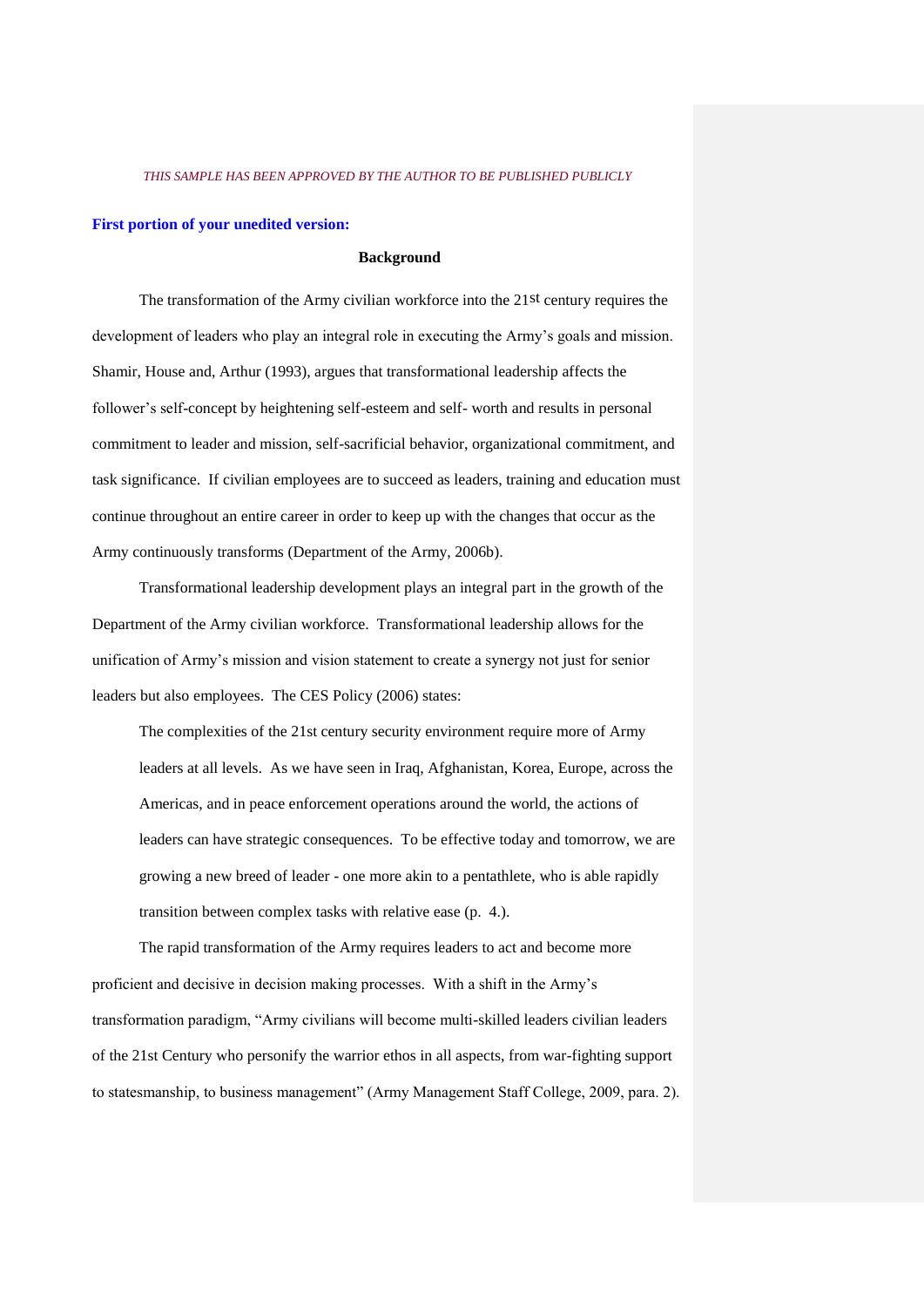*THIS SAMPLE HAS BEEN APPROVED BY THE AUTHOR TO BE PUBLISHED PUBLICLY*

**First portion of your unedited version:**

## Background

The transformation of the Army civilian workforce into the 21st century requires the development of leaders who play an integral role in executing the Army's goals and mission. Shamir, House and, Arthur (1993), argues that transformational leadership affects the follower's self-concept by heightening self-esteem and self- worth and results in personal commitment to leader and mission, self-sacrificial behavior, organizational commitment, and task significance. If civilian employees are to succeed as leaders, training and education must continue throughout an entire career in order to keep up with the changes that occur as the Army continuously transforms (Department of the Army, 2006b).

Transformational leadership development plays an integral part in the growth of the Department of the Army civilian workforce. Transformational leadership allows for the unification of Army's mission and vision statement to create a synergy not just for senior leaders but also employees. The CES Policy (2006) states:

> The complexities of the 21st century security environment require more of Army leaders at all levels. As we have seen in Iraq, Afghanistan, Korea, Europe, across the Americas, and in peace enforcement operations around the world, the actions of leaders can have strategic consequences. To be effective today and tomorrow, we are growing a new breed of leader - one more akin to a pentathlete, who is able rapidly transition between complex tasks with relative ease (p. 4.).

The rapid transformation of the Army requires leaders to act and become more proficient and decisive in decision making processes. With a shift in the Army's transformation paradigm, "Army civilians will become multi-skilled leaders civilian leaders of the 21st Century who personify the warrior ethos in all aspects, from war-fighting support to statesmanship, to business management" (Army Management Staff College, 2009, para. 2).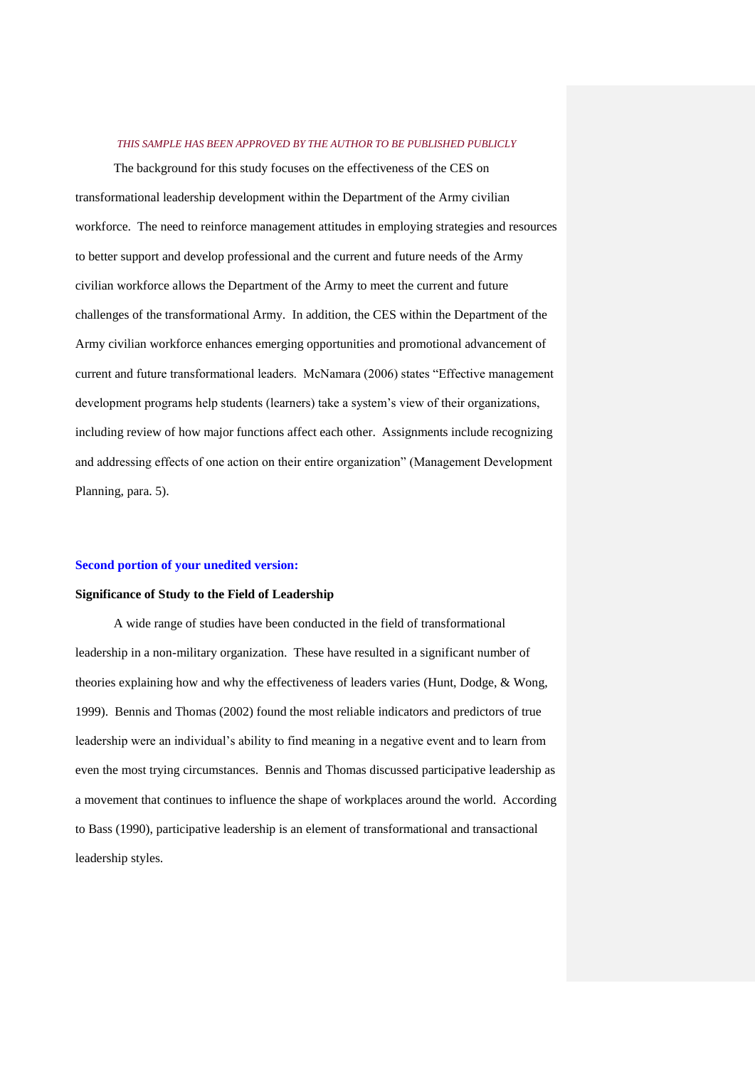*THIS SAMPLE HAS BEEN APPROVED BY THE AUTHOR TO BE PUBLISHED PUBLICLY*

The background for this study focuses on the effectiveness of the CES on transformational leadership development within the Department of the Army civilian workforce. The need to reinforce management attitudes in employing strategies and resources to better support and develop professional and the current and future needs of the Army civilian workforce allows the Department of the Army to meet the current and future challenges of the transformational Army. In addition, the CES within the Department of the Army civilian workforce enhances emerging opportunities and promotional advancement of current and future transformational leaders. McNamara (2006) states "Effective management development programs help students (learners) take a system's view of their organizations, including review of how major functions affect each other. Assignments include recognizing and addressing effects of one action on their entire organization" (Management Development Planning, para. 5).

**Second portion of your unedited version:**

**Significance of Study to the Field of Leadership**

A wide range of studies have been conducted in the field of transformational leadership in a non-military organization. These have resulted in a significant number of theories explaining how and why the effectiveness of leaders varies (Hunt, Dodge, & Wong, 1999). Bennis and Thomas (2002) found the most reliable indicators and predictors of true leadership were an individual's ability to find meaning in a negative event and to learn from even the most trying circumstances. Bennis and Thomas discussed participative leadership as a movement that continues to influence the shape of workplaces around the world. According to Bass (1990), participative leadership is an element of transformational and transactional leadership styles.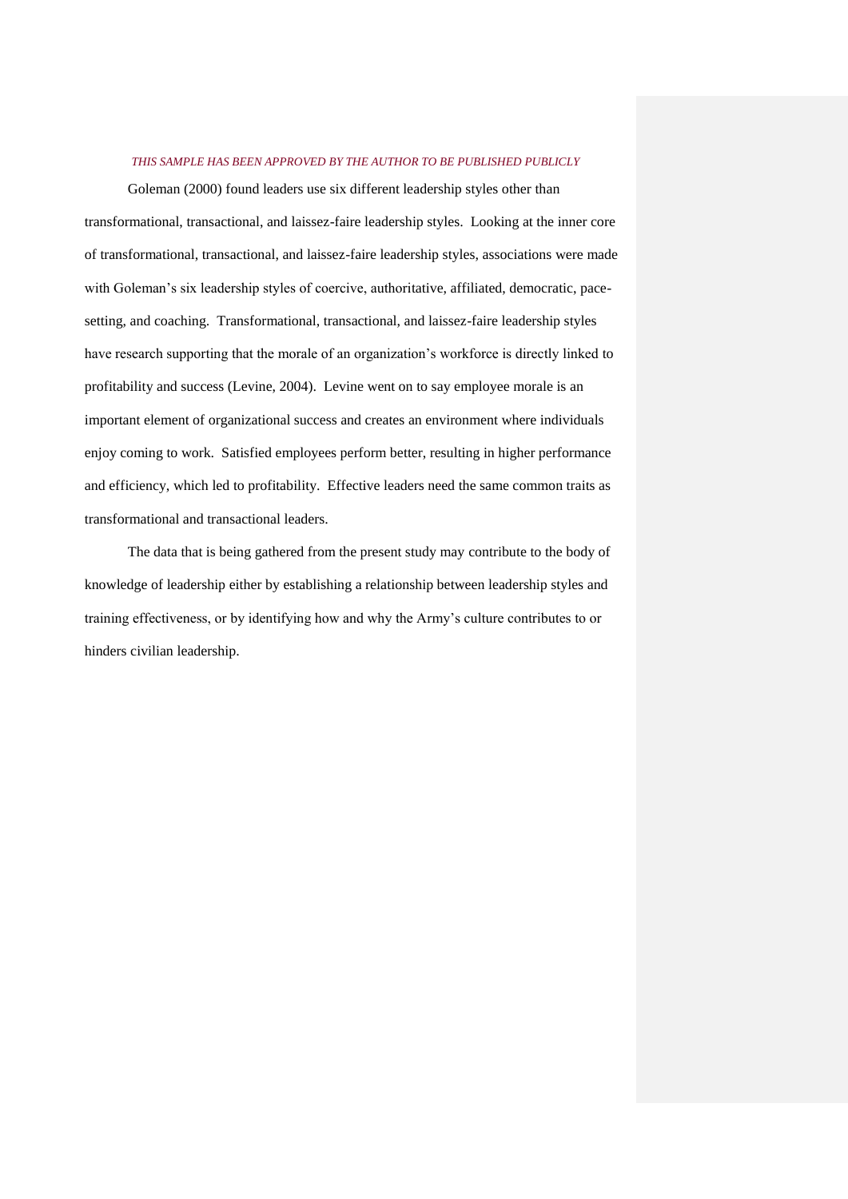*THIS SAMPLE HAS BEEN APPROVED BY THE AUTHOR TO BE PUBLISHED PUBLICLY*

Goleman (2000) found leaders use six different leadership styles other than transformational, transactional, and laissez-faire leadership styles. Looking at the inner core of transformational, transactional, and laissez-faire leadership styles, associations were made with Goleman's six leadership styles of coercive, authoritative, affiliated, democratic, pace-setting, and coaching. Transformational, transactional, and laissez-faire leadership styles have research supporting that the morale of an organization's workforce is directly linked to profitability and success (Levine, 2004). Levine went on to say employee morale is an important element of organizational success and creates an environment where individuals enjoy coming to work. Satisfied employees perform better, resulting in higher performance and efficiency, which led to profitability. Effective leaders need the same common traits as transformational and transactional leaders.

The data that is being gathered from the present study may contribute to the body of knowledge of leadership either by establishing a relationship between leadership styles and training effectiveness, or by identifying how and why the Army's culture contributes to or hinders civilian leadership.